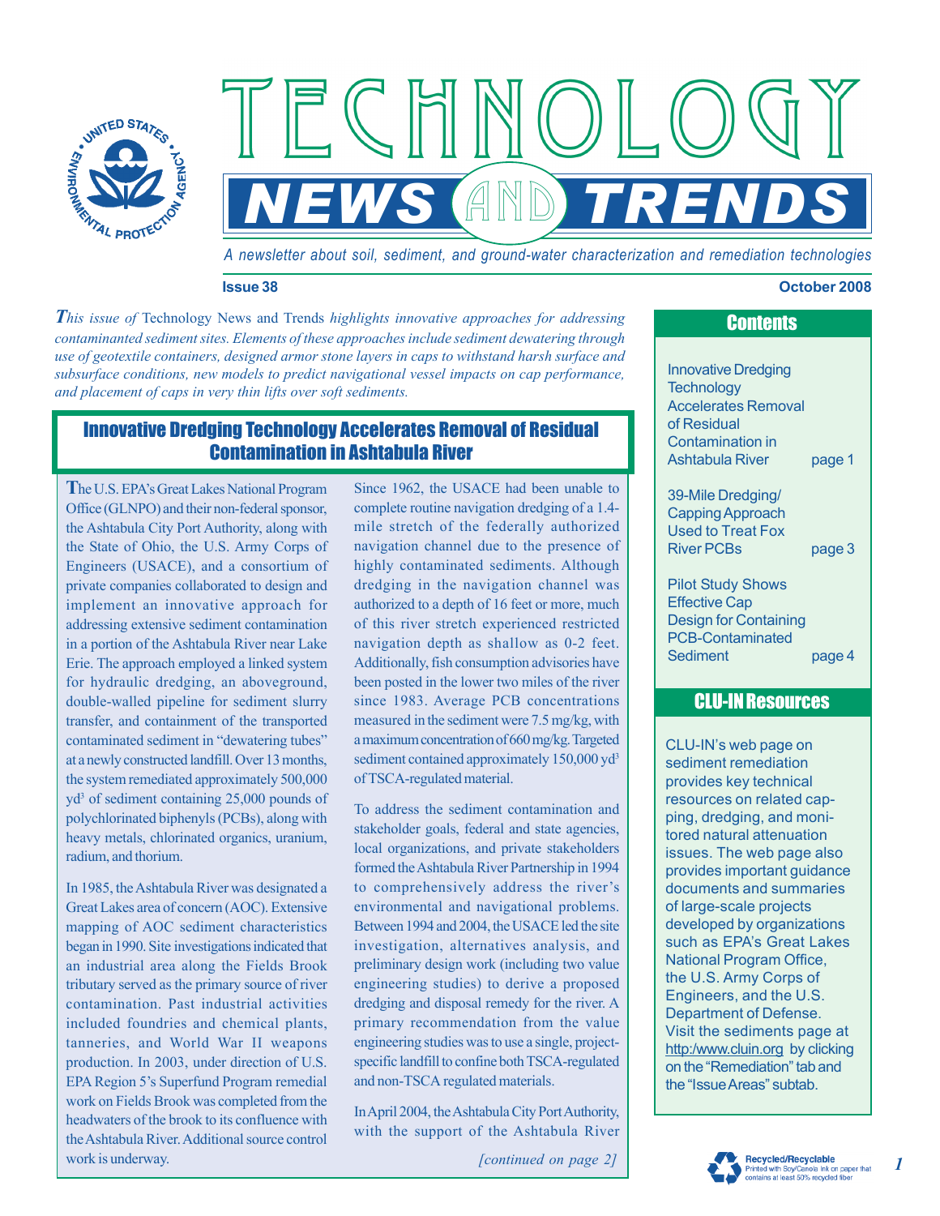# TECHNOLOGY NEWS AND TRENDS

*A newsletter about soil, sediment, and ground-water characterization and remediation technologies*

**Issue 38** **October 2008**

*This issue of* Technology News and Trends *highlights innovative approaches for addressing contaminanted sediment sites. Elements of these approaches include sediment dewatering through use of geotextile containers, designed armor stone layers in caps to withstand harsh surface and subsurface conditions, new models to predict navigational vessel impacts on cap performance, and placement of caps in very thin lifts over soft sediments.*

## Contents

- Innovative Dredging Technology Accelerates Removal of Residual Contamination in Ashtabula River — page 1
- 39-Mile Dredging/Capping Approach Used to Treat Fox River PCBs — page 3
- Pilot Study Shows Effective Cap Design for Containing PCB-Contaminated Sediment — page 4

## CLU-IN Resources

CLU-IN's web page on sediment remediation provides key technical resources on related capping, dredging, and monitored natural attenuation issues. The web page also provides important guidance documents and summaries of large-scale projects developed by organizations such as EPA's Great Lakes National Program Office, the U.S. Army Corps of Engineers, and the U.S. Department of Defense. Visit the sediments page at http:/www.cluin.org by clicking on the "Remediation" tab and the "Issue Areas" subtab.

## Innovative Dredging Technology Accelerates Removal of Residual Contamination in Ashtabula River

The U.S. EPA's Great Lakes National Program Office (GLNPO) and their non-federal sponsor, the Ashtabula City Port Authority, along with the State of Ohio, the U.S. Army Corps of Engineers (USACE), and a consortium of private companies collaborated to design and implement an innovative approach for addressing extensive sediment contamination in a portion of the Ashtabula River near Lake Erie. The approach employed a linked system for hydraulic dredging, an aboveground, double-walled pipeline for sediment slurry transfer, and containment of the transported contaminated sediment in "dewatering tubes" at a newly constructed landfill. Over 13 months, the system remediated approximately 500,000 yd$^3$ of sediment containing 25,000 pounds of polychlorinated biphenyls (PCBs), along with heavy metals, chlorinated organics, uranium, radium, and thorium.

In 1985, the Ashtabula River was designated a Great Lakes area of concern (AOC). Extensive mapping of AOC sediment characteristics began in 1990. Site investigations indicated that an industrial area along the Fields Brook tributary served as the primary source of river contamination. Past industrial activities included foundries and chemical plants, tanneries, and World War II weapons production. In 2003, under direction of U.S. EPA Region 5's Superfund Program remedial work on Fields Brook was completed from the headwaters of the brook to its confluence with the Ashtabula River. Additional source control work is underway.

Since 1962, the USACE had been unable to complete routine navigation dredging of a 1.4-mile stretch of the federally authorized navigation channel due to the presence of highly contaminated sediments. Although dredging in the navigation channel was authorized to a depth of 16 feet or more, much of this river stretch experienced restricted navigation depth as shallow as 0-2 feet. Additionally, fish consumption advisories have been posted in the lower two miles of the river since 1983. Average PCB concentrations measured in the sediment were 7.5 mg/kg, with a maximum concentration of 660 mg/kg. Targeted sediment contained approximately 150,000 yd$^3$ of TSCA-regulated material.

To address the sediment contamination and stakeholder goals, federal and state agencies, local organizations, and private stakeholders formed the Ashtabula River Partnership in 1994 to comprehensively address the river's environmental and navigational problems. Between 1994 and 2004, the USACE led the site investigation, alternatives analysis, and preliminary design work (including two value engineering studies) to derive a proposed dredging and disposal remedy for the river. A primary recommendation from the value engineering studies was to use a single, project-specific landfill to confine both TSCA-regulated and non-TSCA regulated materials.

In April 2004, the Ashtabula City Port Authority, with the support of the Ashtabula River

*[continued on page 2]*

Recycled/Recyclable
Printed with Soy/Canola ink on paper that contains at least 50% recycled fiber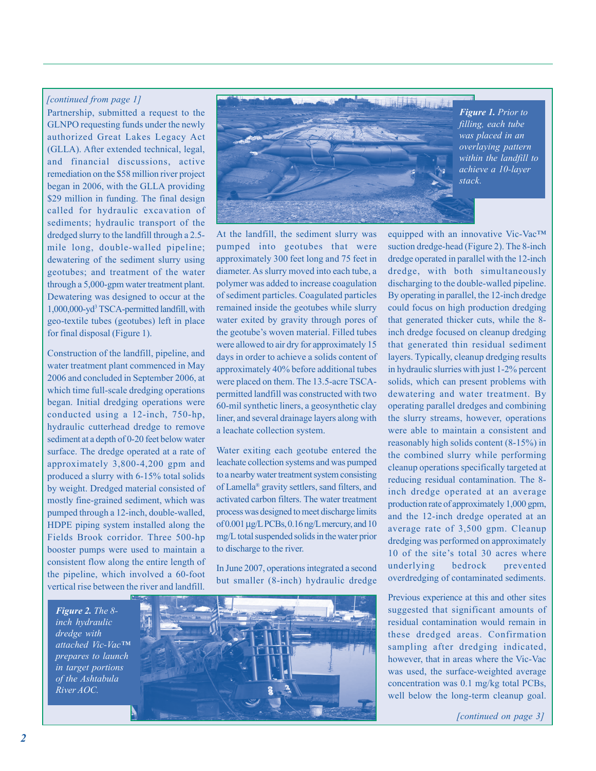*[continued from page 1]*

Partnership, submitted a request to the GLNPO requesting funds under the newly authorized Great Lakes Legacy Act (GLLA). After extended technical, legal, and financial discussions, active remediation on the $58 million river project began in 2006, with the GLLA providing $29 million in funding. The final design called for hydraulic excavation of sediments; hydraulic transport of the dredged slurry to the landfill through a 2.5-mile long, double-walled pipeline; dewatering of the sediment slurry using geotubes; and treatment of the water through a 5,000-gpm water treatment plant. Dewatering was designed to occur at the 1,000,000-yd$^3$ TSCA-permitted landfill, with geo-textile tubes (geotubes) left in place for final disposal (Figure 1).

Construction of the landfill, pipeline, and water treatment plant commenced in May 2006 and concluded in September 2006, at which time full-scale dredging operations began. Initial dredging operations were conducted using a 12-inch, 750-hp, hydraulic cutterhead dredge to remove sediment at a depth of 0-20 feet below water surface. The dredge operated at a rate of approximately 3,800-4,200 gpm and produced a slurry with 6-15% total solids by weight. Dredged material consisted of mostly fine-grained sediment, which was pumped through a 12-inch, double-walled, HDPE piping system installed along the Fields Brook corridor. Three 500-hp booster pumps were used to maintain a consistent flow along the entire length of the pipeline, which involved a 60-foot vertical rise between the river and landfill.

***Figure 1.*** *Prior to filling, each tube was placed in an overlaying pattern within the landfill to achieve a 10-layer stack.*

At the landfill, the sediment slurry was pumped into geotubes that were approximately 300 feet long and 75 feet in diameter. As slurry moved into each tube, a polymer was added to increase coagulation of sediment particles. Coagulated particles remained inside the geotubes while slurry water exited by gravity through pores of the geotube's woven material. Filled tubes were allowed to air dry for approximately 15 days in order to achieve a solids content of approximately 40% before additional tubes were placed on them. The 13.5-acre TSCA-permitted landfill was constructed with two 60-mil synthetic liners, a geosynthetic clay liner, and several drainage layers along with a leachate collection system.

Water exiting each geotube entered the leachate collection systems and was pumped to a nearby water treatment system consisting of Lamella® gravity settlers, sand filters, and activated carbon filters. The water treatment process was designed to meet discharge limits of 0.001 µg/L PCBs, 0.16 ng/L mercury, and 10 mg/L total suspended solids in the water prior to discharge to the river.

In June 2007, operations integrated a second but smaller (8-inch) hydraulic dredge equipped with an innovative Vic-Vac™ suction dredge-head (Figure 2). The 8-inch dredge operated in parallel with the 12-inch dredge, with both simultaneously discharging to the double-walled pipeline. By operating in parallel, the 12-inch dredge could focus on high production dredging that generated thicker cuts, while the 8-inch dredge focused on cleanup dredging that generated thin residual sediment layers. Typically, cleanup dredging results in hydraulic slurries with just 1-2% percent solids, which can present problems with dewatering and water treatment. By operating parallel dredges and combining the slurry streams, however, operations were able to maintain a consistent and reasonably high solids content (8-15%) in the combined slurry while performing cleanup operations specifically targeted at reducing residual contamination. The 8-inch dredge operated at an average production rate of approximately 1,000 gpm, and the 12-inch dredge operated at an average rate of 3,500 gpm. Cleanup dredging was performed on approximately 10 of the site's total 30 acres where underlying bedrock prevented overdredging of contaminated sediments.

***Figure 2.*** *The 8-inch hydraulic dredge with attached Vic-Vac™ prepares to launch in target portions of the Ashtabula River AOC.*

Previous experience at this and other sites suggested that significant amounts of residual contamination would remain in these dredged areas. Confirmation sampling after dredging indicated, however, that in areas where the Vic-Vac was used, the surface-weighted average concentration was 0.1 mg/kg total PCBs, well below the long-term cleanup goal.

*[continued on page 3]*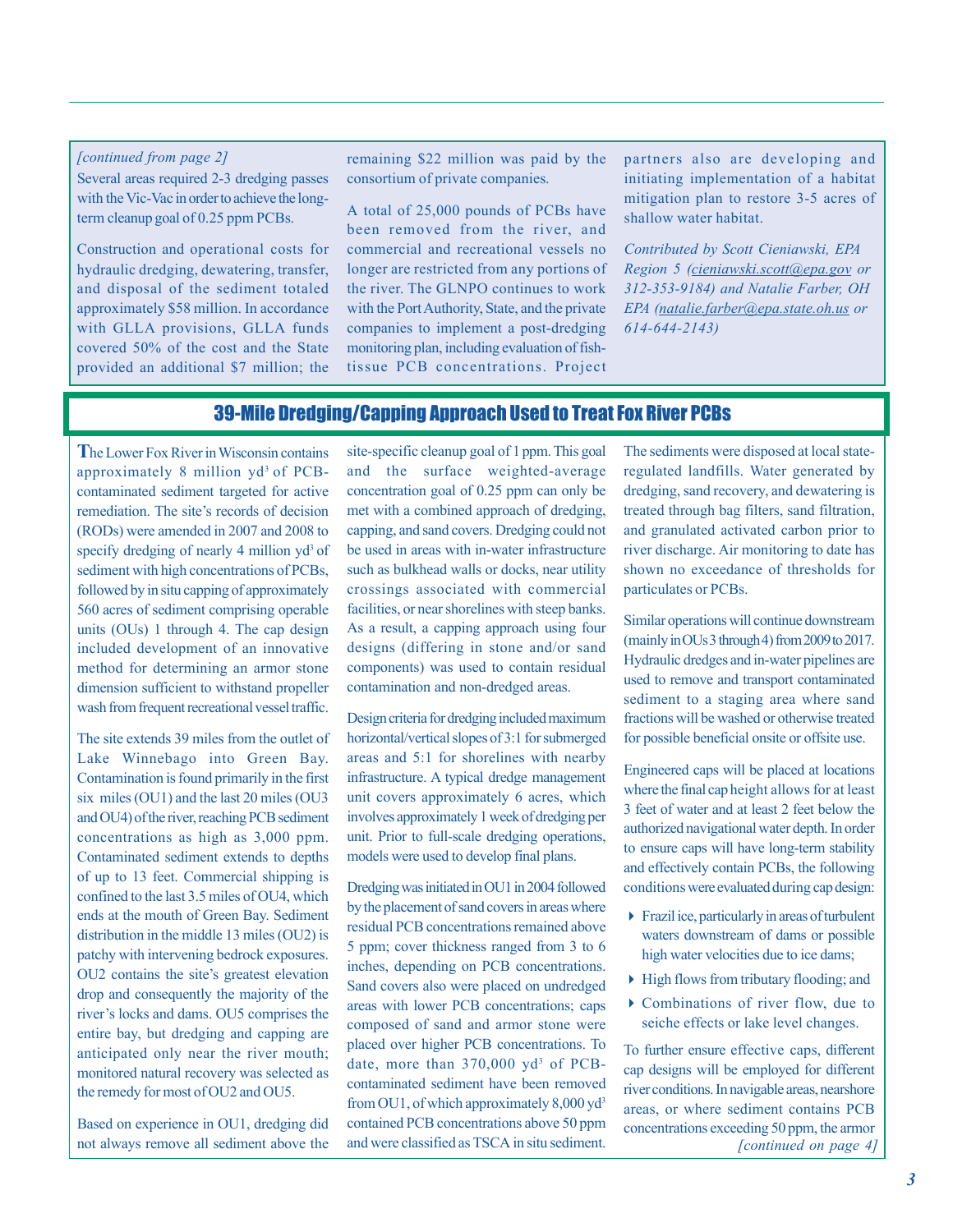*[continued from page 2]*

Several areas required 2-3 dredging passes with the Vic-Vac in order to achieve the long-term cleanup goal of 0.25 ppm PCBs.

Construction and operational costs for hydraulic dredging, dewatering, transfer, and disposal of the sediment totaled approximately $58 million. In accordance with GLLA provisions, GLLA funds covered 50% of the cost and the State provided an additional $7 million; the remaining $22 million was paid by the consortium of private companies.

A total of 25,000 pounds of PCBs have been removed from the river, and commercial and recreational vessels no longer are restricted from any portions of the river. The GLNPO continues to work with the Port Authority, State, and the private companies to implement a post-dredging monitoring plan, including evaluation of fish-tissue PCB concentrations. Project partners also are developing and initiating implementation of a habitat mitigation plan to restore 3-5 acres of shallow water habitat.

*Contributed by Scott Cieniawski, EPA Region 5 (cieniawski.scott@epa.gov or 312-353-9184) and Natalie Farber, OH EPA (natalie.farber@epa.state.oh.us or 614-644-2143)*

## 39-Mile Dredging/Capping Approach Used to Treat Fox River PCBs

The Lower Fox River in Wisconsin contains approximately 8 million yd$^3$ of PCB-contaminated sediment targeted for active remediation. The site's records of decision (RODs) were amended in 2007 and 2008 to specify dredging of nearly 4 million yd$^3$ of sediment with high concentrations of PCBs, followed by in situ capping of approximately 560 acres of sediment comprising operable units (OUs) 1 through 4. The cap design included development of an innovative method for determining an armor stone dimension sufficient to withstand propeller wash from frequent recreational vessel traffic.

The site extends 39 miles from the outlet of Lake Winnebago into Green Bay. Contamination is found primarily in the first six miles (OU1) and the last 20 miles (OU3 and OU4) of the river, reaching PCB sediment concentrations as high as 3,000 ppm. Contaminated sediment extends to depths of up to 13 feet. Commercial shipping is confined to the last 3.5 miles of OU4, which ends at the mouth of Green Bay. Sediment distribution in the middle 13 miles (OU2) is patchy with intervening bedrock exposures. OU2 contains the site's greatest elevation drop and consequently the majority of the river's locks and dams. OU5 comprises the entire bay, but dredging and capping are anticipated only near the river mouth; monitored natural recovery was selected as the remedy for most of OU2 and OU5.

Based on experience in OU1, dredging did not always remove all sediment above the site-specific cleanup goal of 1 ppm. This goal and the surface weighted-average concentration goal of 0.25 ppm can only be met with a combined approach of dredging, capping, and sand covers. Dredging could not be used in areas with in-water infrastructure such as bulkhead walls or docks, near utility crossings associated with commercial facilities, or near shorelines with steep banks. As a result, a capping approach using four designs (differing in stone and/or sand components) was used to contain residual contamination and non-dredged areas.

Design criteria for dredging included maximum horizontal/vertical slopes of 3:1 for submerged areas and 5:1 for shorelines with nearby infrastructure. A typical dredge management unit covers approximately 6 acres, which involves approximately 1 week of dredging per unit. Prior to full-scale dredging operations, models were used to develop final plans.

Dredging was initiated in OU1 in 2004 followed by the placement of sand covers in areas where residual PCB concentrations remained above 5 ppm; cover thickness ranged from 3 to 6 inches, depending on PCB concentrations. Sand covers also were placed on undredged areas with lower PCB concentrations; caps composed of sand and armor stone were placed over higher PCB concentrations. To date, more than 370,000 yd$^3$ of PCB-contaminated sediment have been removed from OU1, of which approximately 8,000 yd$^3$ contained PCB concentrations above 50 ppm and were classified as TSCA in situ sediment. The sediments were disposed at local state-regulated landfills. Water generated by dredging, sand recovery, and dewatering is treated through bag filters, sand filtration, and granulated activated carbon prior to river discharge. Air monitoring to date has shown no exceedance of thresholds for particulates or PCBs.

Similar operations will continue downstream (mainly in OUs 3 through 4) from 2009 to 2017. Hydraulic dredges and in-water pipelines are used to remove and transport contaminated sediment to a staging area where sand fractions will be washed or otherwise treated for possible beneficial onsite or offsite use.

Engineered caps will be placed at locations where the final cap height allows for at least 3 feet of water and at least 2 feet below the authorized navigational water depth. In order to ensure caps will have long-term stability and effectively contain PCBs, the following conditions were evaluated during cap design:

- Frazil ice, particularly in areas of turbulent waters downstream of dams or possible high water velocities due to ice dams;
- High flows from tributary flooding; and
- Combinations of river flow, due to seiche effects or lake level changes.

To further ensure effective caps, different cap designs will be employed for different river conditions. In navigable areas, nearshore areas, or where sediment contains PCB concentrations exceeding 50 ppm, the armor

*[continued on page 4]*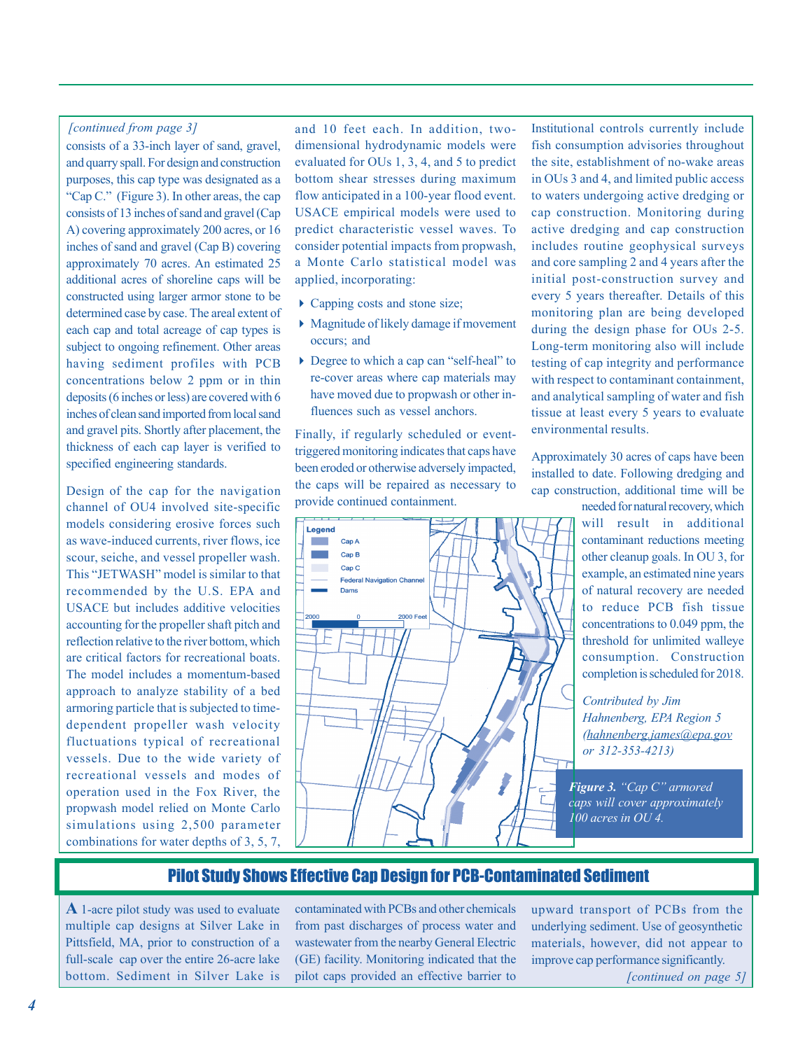*[continued from page 3]*

consists of a 33-inch layer of sand, gravel, and quarry spall. For design and construction purposes, this cap type was designated as a "Cap C." (Figure 3). In other areas, the cap consists of 13 inches of sand and gravel (Cap A) covering approximately 200 acres, or 16 inches of sand and gravel (Cap B) covering approximately 70 acres. An estimated 25 additional acres of shoreline caps will be constructed using larger armor stone to be determined case by case. The areal extent of each cap and total acreage of cap types is subject to ongoing refinement. Other areas having sediment profiles with PCB concentrations below 2 ppm or in thin deposits (6 inches or less) are covered with 6 inches of clean sand imported from local sand and gravel pits. Shortly after placement, the thickness of each cap layer is verified to specified engineering standards.

Design of the cap for the navigation channel of OU4 involved site-specific models considering erosive forces such as wave-induced currents, river flows, ice scour, seiche, and vessel propeller wash. This "JETWASH" model is similar to that recommended by the U.S. EPA and USACE but includes additive velocities accounting for the propeller shaft pitch and reflection relative to the river bottom, which are critical factors for recreational boats. The model includes a momentum-based approach to analyze stability of a bed armoring particle that is subjected to time-dependent propeller wash velocity fluctuations typical of recreational vessels. Due to the wide variety of recreational vessels and modes of operation used in the Fox River, the propwash model relied on Monte Carlo simulations using 2,500 parameter combinations for water depths of 3, 5, 7, and 10 feet each. In addition, two-dimensional hydrodynamic models were evaluated for OUs 1, 3, 4, and 5 to predict bottom shear stresses during maximum flow anticipated in a 100-year flood event. USACE empirical models were used to predict characteristic vessel waves. To consider potential impacts from propwash, a Monte Carlo statistical model was applied, incorporating:

- Capping costs and stone size;
- Magnitude of likely damage if movement occurs; and
- Degree to which a cap can "self-heal" to re-cover areas where cap materials may have moved due to propwash or other influences such as vessel anchors.

Finally, if regularly scheduled or event-triggered monitoring indicates that caps have been eroded or otherwise adversely impacted, the caps will be repaired as necessary to provide continued containment.

Legend
Cap A
Cap B
Cap C
Federal Navigation Channel
Dams
2000 0 2000 Feet

*__Figure 3.__ "Cap C" armored caps will cover approximately 100 acres in OU 4.*

Institutional controls currently include fish consumption advisories throughout the site, the establishment of no-wake areas in OUs 3 and 4, and limited public access to waters undergoing active dredging or cap construction. Monitoring during active dredging and cap construction includes routine geophysical surveys and core sampling 2 and 4 years after the initial post-construction survey and every 5 years thereafter. Details of this monitoring plan are being developed during the design phase for OUs 2-5. Long-term monitoring also will include testing of cap integrity and performance with respect to contaminant containment, and analytical sampling of water and fish tissue at least every 5 years to evaluate environmental results.

Approximately 30 acres of caps have been installed to date. Following dredging and cap construction, additional time will be needed for natural recovery, which will result in additional contaminant reductions meeting other cleanup goals. In OU 3, for example, an estimated nine years of natural recovery are needed to reduce PCB fish tissue concentrations to 0.049 ppm, the threshold for unlimited walleye consumption. Construction completion is scheduled for 2018.

*Contributed by Jim Hahnenberg, EPA Region 5 (hahnenberg.james@epa.gov or 312-353-4213)*

## Pilot Study Shows Effective Cap Design for PCB-Contaminated Sediment

**A** 1-acre pilot study was used to evaluate multiple cap designs at Silver Lake in Pittsfield, MA, prior to construction of a full-scale cap over the entire 26-acre lake bottom. Sediment in Silver Lake is contaminated with PCBs and other chemicals from past discharges of process water and wastewater from the nearby General Electric (GE) facility. Monitoring indicated that the pilot caps provided an effective barrier to upward transport of PCBs from the underlying sediment. Use of geosynthetic materials, however, did not appear to improve cap performance significantly.

*[continued on page 5]*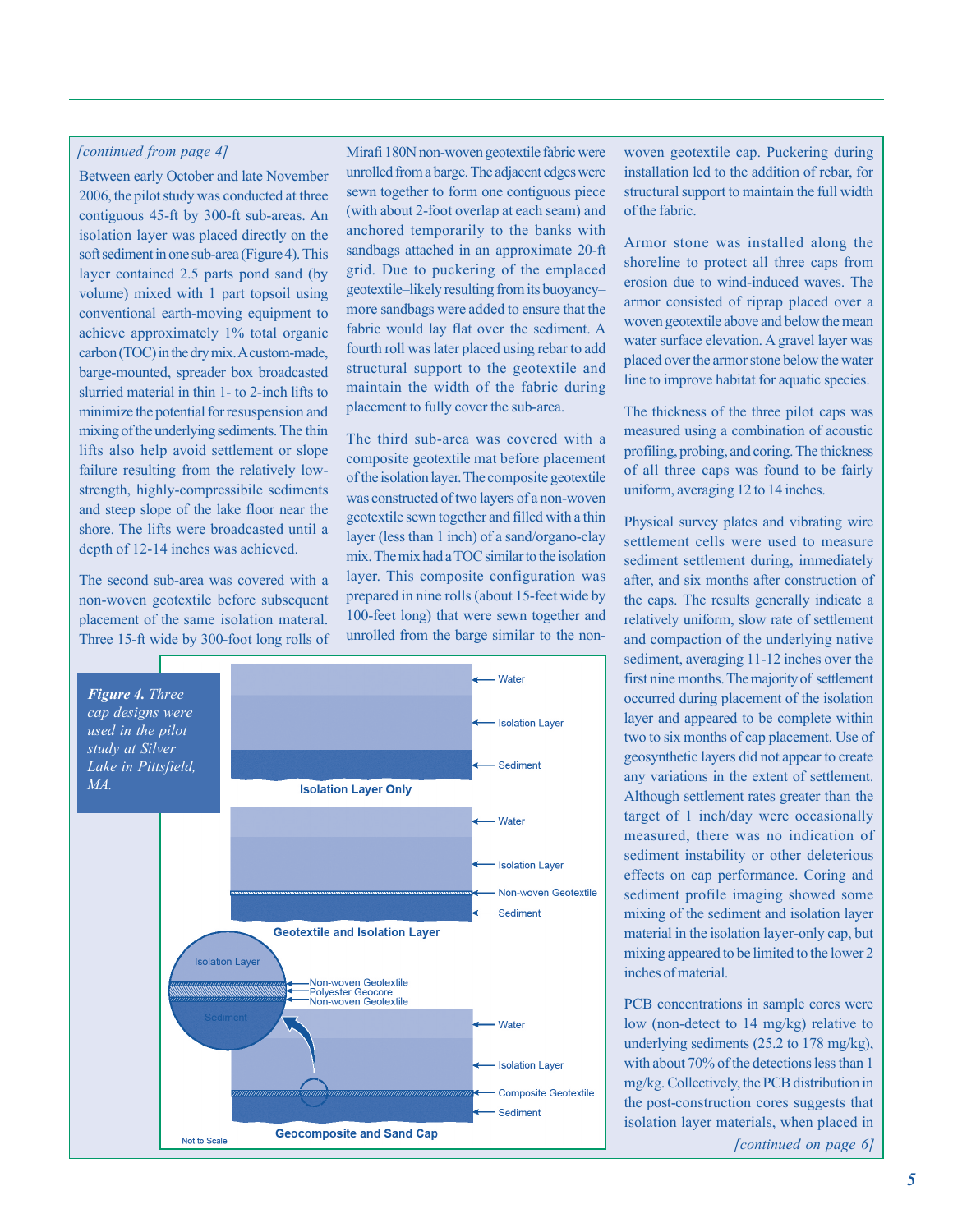*[continued from page 4]*

Between early October and late November 2006, the pilot study was conducted at three contiguous 45-ft by 300-ft sub-areas. An isolation layer was placed directly on the soft sediment in one sub-area (Figure 4). This layer contained 2.5 parts pond sand (by volume) mixed with 1 part topsoil using conventional earth-moving equipment to achieve approximately 1% total organic carbon (TOC) in the dry mix. A custom-made, barge-mounted, spreader box broadcasted slurried material in thin 1- to 2-inch lifts to minimize the potential for resuspension and mixing of the underlying sediments. The thin lifts also help avoid settlement or slope failure resulting from the relatively low-strength, highly-compressibile sediments and steep slope of the lake floor near the shore. The lifts were broadcasted until a depth of 12-14 inches was achieved.

The second sub-area was covered with a non-woven geotextile before subsequent placement of the same isolation materal. Three 15-ft wide by 300-foot long rolls of Mirafi 180N non-woven geotextile fabric were unrolled from a barge. The adjacent edges were sewn together to form one contiguous piece (with about 2-foot overlap at each seam) and anchored temporarily to the banks with sandbags attached in an approximate 20-ft grid. Due to puckering of the emplaced geotextile–likely resulting from its buoyancy–more sandbags were added to ensure that the fabric would lay flat over the sediment. A fourth roll was later placed using rebar to add structural support to the geotextile and maintain the width of the fabric during placement to fully cover the sub-area.

The third sub-area was covered with a composite geotextile mat before placement of the isolation layer. The composite geotextile was constructed of two layers of a non-woven geotextile sewn together and filled with a thin layer (less than 1 inch) of a sand/organo-clay mix. The mix had a TOC similar to the isolation layer. This composite configuration was prepared in nine rolls (about 15-feet wide by 100-feet long) that were sewn together and unrolled from the barge similar to the non-woven geotextile cap. Puckering during installation led to the addition of rebar, for structural support to maintain the full width of the fabric.

Armor stone was installed along the shoreline to protect all three caps from erosion due to wind-induced waves. The armor consisted of riprap placed over a woven geotextile above and below the mean water surface elevation. A gravel layer was placed over the armor stone below the water line to improve habitat for aquatic species.

The thickness of the three pilot caps was measured using a combination of acoustic profiling, probing, and coring. The thickness of all three caps was found to be fairly uniform, averaging 12 to 14 inches.

Physical survey plates and vibrating wire settlement cells were used to measure sediment settlement during, immediately after, and six months after construction of the caps. The results generally indicate a relatively uniform, slow rate of settlement and compaction of the underlying native sediment, averaging 11-12 inches over the first nine months. The majority of settlement occurred during placement of the isolation layer and appeared to be complete within two to six months of cap placement. Use of geosynthetic layers did not appear to create any variations in the extent of settlement. Although settlement rates greater than the target of 1 inch/day were occasionally measured, there was no indication of sediment instability or other deleterious effects on cap performance. Coring and sediment profile imaging showed some mixing of the sediment and isolation layer material in the isolation layer-only cap, but mixing appeared to be limited to the lower 2 inches of material.

PCB concentrations in sample cores were low (non-detect to 14 mg/kg) relative to underlying sediments (25.2 to 178 mg/kg), with about 70% of the detections less than 1 mg/kg. Collectively, the PCB distribution in the post-construction cores suggests that isolation layer materials, when placed in

*[continued on page 6]*

***Figure 4.*** *Three cap designs were used in the pilot study at Silver Lake in Pittsfield, MA.*

Water
Isolation Layer
Sediment
Isolation Layer Only

Water
Isolation Layer
Non-woven Geotextile
Sediment
Geotextile and Isolation Layer

Isolation Layer
Non-woven Geotextile
Polyester Geocore
Non-woven Geotextile
Sediment
Water
Isolation Layer
Composite Geotextile
Sediment
Geocomposite and Sand Cap

Not to Scale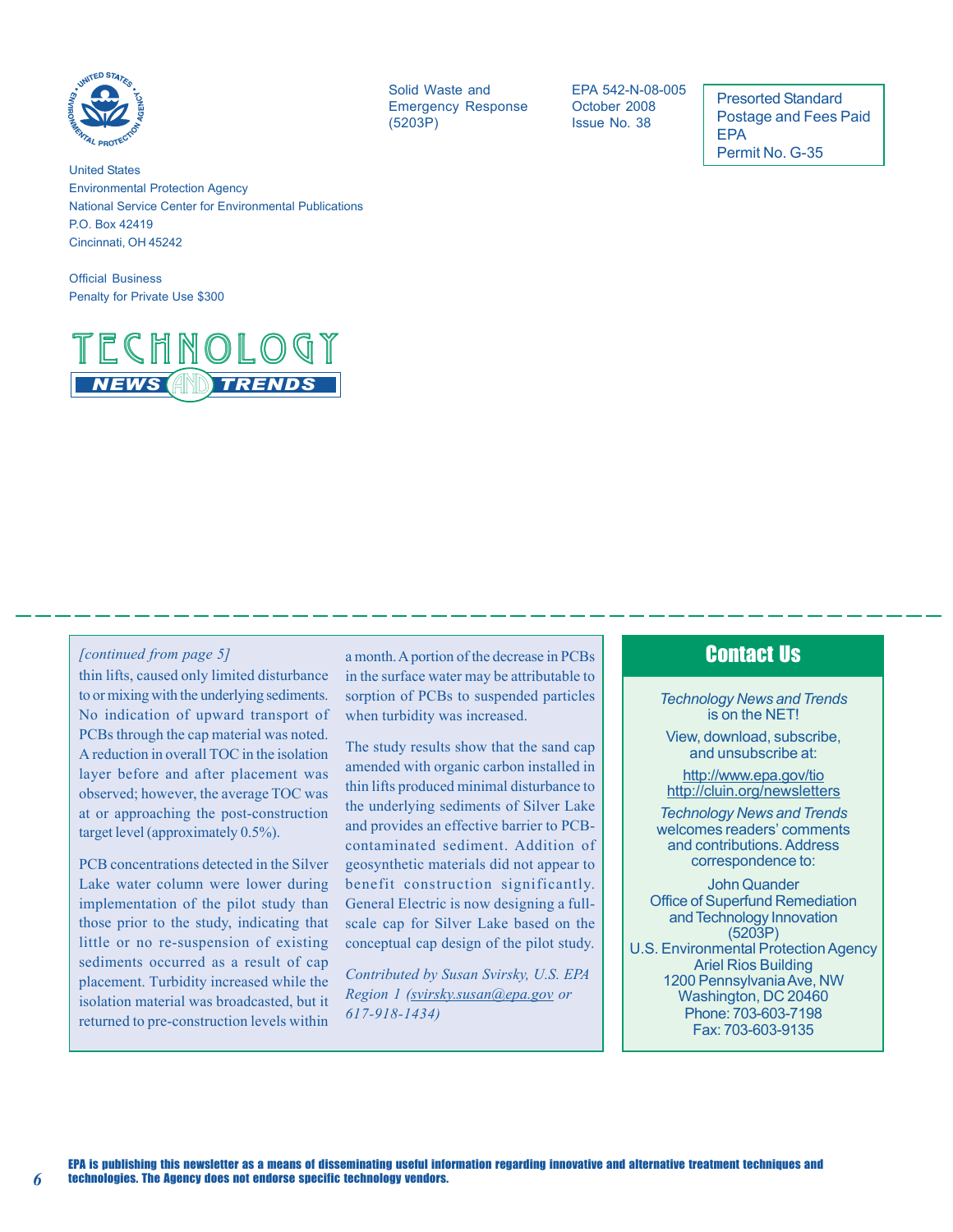United States
Environmental Protection Agency
National Service Center for Environmental Publications
P.O. Box 42419
Cincinnati, OH 45242

Official Business
Penalty for Private Use $300

Solid Waste and
Emergency Response
(5203P)

EPA 542-N-08-005
October 2008
Issue No. 38

Presorted Standard
Postage and Fees Paid
EPA
Permit No. G-35

# TECHNOLOGY NEWS AND TRENDS

*[continued from page 5]*

thin lifts, caused only limited disturbance to or mixing with the underlying sediments. No indication of upward transport of PCBs through the cap material was noted. A reduction in overall TOC in the isolation layer before and after placement was observed; however, the average TOC was at or approaching the post-construction target level (approximately 0.5%).

PCB concentrations detected in the Silver Lake water column were lower during implementation of the pilot study than those prior to the study, indicating that little or no re-suspension of existing sediments occurred as a result of cap placement. Turbidity increased while the isolation material was broadcasted, but it returned to pre-construction levels within a month. A portion of the decrease in PCBs in the surface water may be attributable to sorption of PCBs to suspended particles when turbidity was increased.

The study results show that the sand cap amended with organic carbon installed in thin lifts produced minimal disturbance to the underlying sediments of Silver Lake and provides an effective barrier to PCB-contaminated sediment. Addition of geosynthetic materials did not appear to benefit construction significantly. General Electric is now designing a full-scale cap for Silver Lake based on the conceptual cap design of the pilot study.

*Contributed by Susan Svirsky, U.S. EPA Region 1 (svirsky.susan@epa.gov or 617-918-1434)*

## Contact Us

*Technology News and Trends* is on the NET!

View, download, subscribe, and unsubscribe at:

http://www.epa.gov/tio
http://cluin.org/newsletters

*Technology News and Trends* welcomes readers' comments and contributions. Address correspondence to:

John Quander
Office of Superfund Remediation and Technology Innovation
(5203P)
U.S. Environmental Protection Agency
Ariel Rios Building
1200 Pennsylvania Ave, NW
Washington, DC 20460
Phone: 703-603-7198
Fax: 703-603-9135

**EPA is publishing this newsletter as a means of disseminating useful information regarding innovative and alternative treatment techniques and technologies. The Agency does not endorse specific technology vendors.**